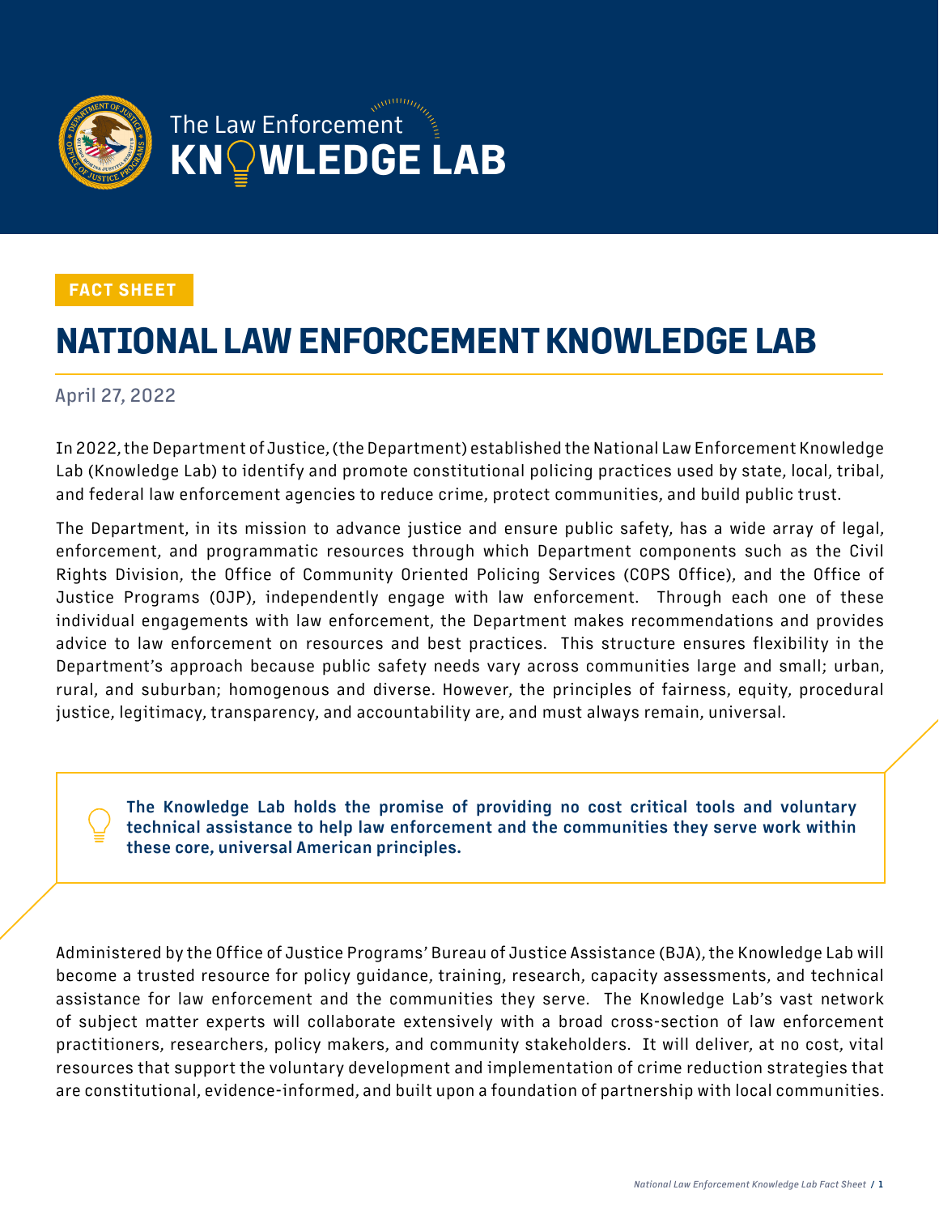The Law Enforcement **KNOWLEDGE LAB**

**FACT SHEET**

# NATIONAL LAW ENFORCEMENT KNOWLEDGE LAB

April 27, 2022

In 2022, the Department of Justice, (the Department) established the National Law Enforcement Knowledge Lab (Knowledge Lab) to identify and promote constitutional policing practices used by state, local, tribal, and federal law enforcement agencies to reduce crime, protect communities, and build public trust.

The Department, in its mission to advance justice and ensure public safety, has a wide array of legal, enforcement, and programmatic resources through which Department components such as the Civil Rights Division, the Office of Community Oriented Policing Services (COPS Office), and the Office of Justice Programs (OJP), independently engage with law enforcement. Through each one of these individual engagements with law enforcement, the Department makes recommendations and provides advice to law enforcement on resources and best practices. This structure ensures flexibility in the Department's approach because public safety needs vary across communities large and small; urban, rural, and suburban; homogenous and diverse. However, the principles of fairness, equity, procedural justice, legitimacy, transparency, and accountability are, and must always remain, universal.

**The Knowledge Lab holds the promise of providing no cost critical tools and voluntary technical assistance to help law enforcement and the communities they serve work within these core, universal American principles.**

Administered by the Office of Justice Programs' Bureau of Justice Assistance (BJA), the Knowledge Lab will become a trusted resource for policy guidance, training, research, capacity assessments, and technical assistance for law enforcement and the communities they serve. The Knowledge Lab's vast network of subject matter experts will collaborate extensively with a broad cross-section of law enforcement practitioners, researchers, policy makers, and community stakeholders. It will deliver, at no cost, vital resources that support the voluntary development and implementation of crime reduction strategies that are constitutional, evidence-informed, and built upon a foundation of partnership with local communities.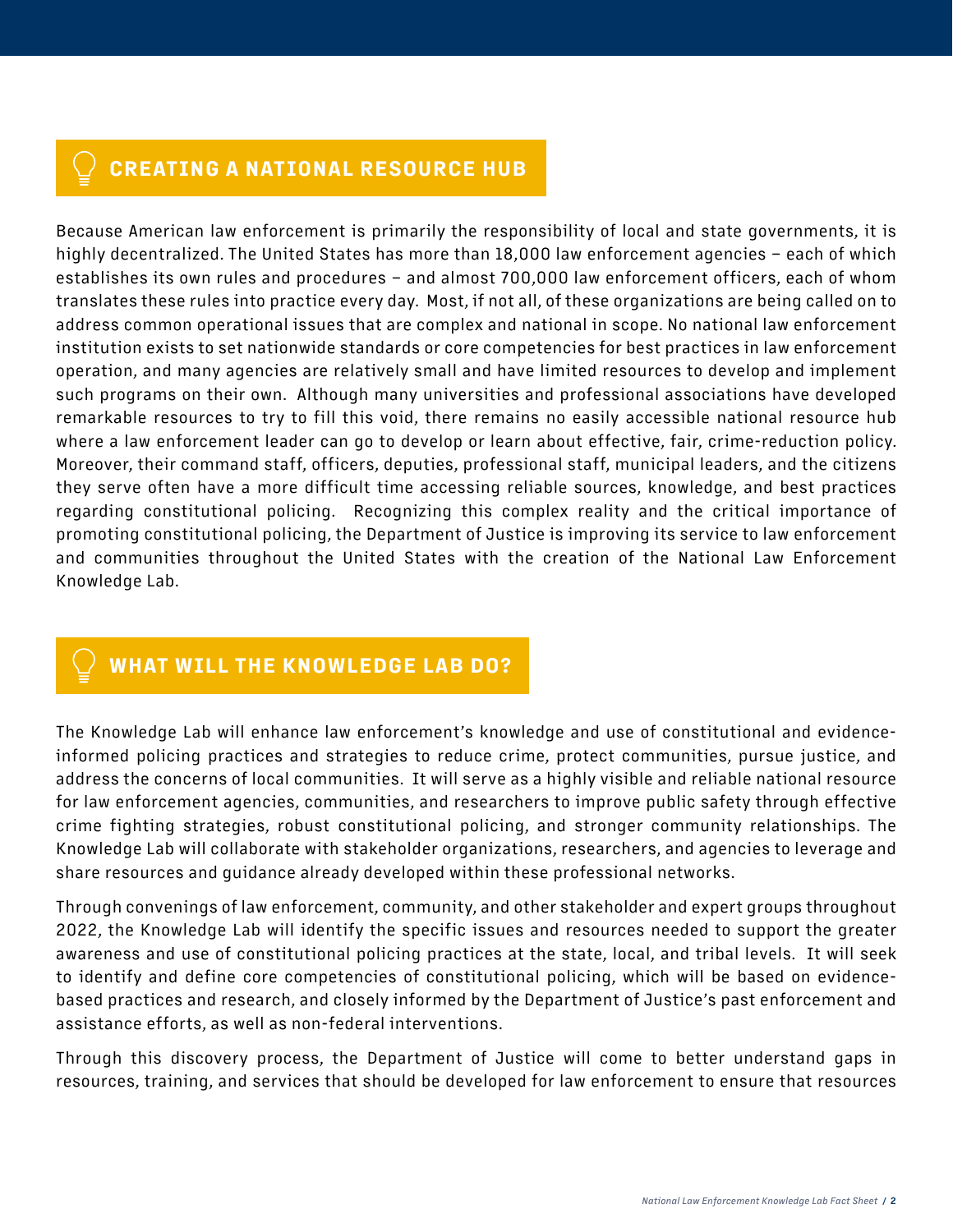## CREATING A NATIONAL RESOURCE HUB

Because American law enforcement is primarily the responsibility of local and state governments, it is highly decentralized. The United States has more than 18,000 law enforcement agencies – each of which establishes its own rules and procedures – and almost 700,000 law enforcement officers, each of whom translates these rules into practice every day. Most, if not all, of these organizations are being called on to address common operational issues that are complex and national in scope. No national law enforcement institution exists to set nationwide standards or core competencies for best practices in law enforcement operation, and many agencies are relatively small and have limited resources to develop and implement such programs on their own. Although many universities and professional associations have developed remarkable resources to try to fill this void, there remains no easily accessible national resource hub where a law enforcement leader can go to develop or learn about effective, fair, crime-reduction policy. Moreover, their command staff, officers, deputies, professional staff, municipal leaders, and the citizens they serve often have a more difficult time accessing reliable sources, knowledge, and best practices regarding constitutional policing. Recognizing this complex reality and the critical importance of promoting constitutional policing, the Department of Justice is improving its service to law enforcement and communities throughout the United States with the creation of the National Law Enforcement Knowledge Lab.

## WHAT WILL THE KNOWLEDGE LAB DO?

The Knowledge Lab will enhance law enforcement's knowledge and use of constitutional and evidence-informed policing practices and strategies to reduce crime, protect communities, pursue justice, and address the concerns of local communities. It will serve as a highly visible and reliable national resource for law enforcement agencies, communities, and researchers to improve public safety through effective crime fighting strategies, robust constitutional policing, and stronger community relationships. The Knowledge Lab will collaborate with stakeholder organizations, researchers, and agencies to leverage and share resources and guidance already developed within these professional networks.

Through convenings of law enforcement, community, and other stakeholder and expert groups throughout 2022, the Knowledge Lab will identify the specific issues and resources needed to support the greater awareness and use of constitutional policing practices at the state, local, and tribal levels. It will seek to identify and define core competencies of constitutional policing, which will be based on evidence-based practices and research, and closely informed by the Department of Justice's past enforcement and assistance efforts, as well as non-federal interventions.

Through this discovery process, the Department of Justice will come to better understand gaps in resources, training, and services that should be developed for law enforcement to ensure that resources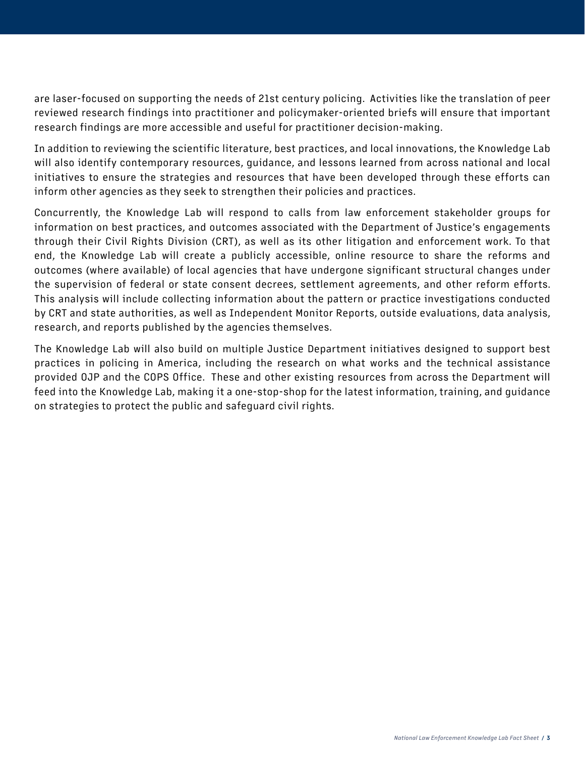are laser-focused on supporting the needs of 21st century policing. Activities like the translation of peer reviewed research findings into practitioner and policymaker-oriented briefs will ensure that important research findings are more accessible and useful for practitioner decision-making.

In addition to reviewing the scientific literature, best practices, and local innovations, the Knowledge Lab will also identify contemporary resources, guidance, and lessons learned from across national and local initiatives to ensure the strategies and resources that have been developed through these efforts can inform other agencies as they seek to strengthen their policies and practices.

Concurrently, the Knowledge Lab will respond to calls from law enforcement stakeholder groups for information on best practices, and outcomes associated with the Department of Justice's engagements through their Civil Rights Division (CRT), as well as its other litigation and enforcement work. To that end, the Knowledge Lab will create a publicly accessible, online resource to share the reforms and outcomes (where available) of local agencies that have undergone significant structural changes under the supervision of federal or state consent decrees, settlement agreements, and other reform efforts. This analysis will include collecting information about the pattern or practice investigations conducted by CRT and state authorities, as well as Independent Monitor Reports, outside evaluations, data analysis, research, and reports published by the agencies themselves.

The Knowledge Lab will also build on multiple Justice Department initiatives designed to support best practices in policing in America, including the research on what works and the technical assistance provided OJP and the COPS Office. These and other existing resources from across the Department will feed into the Knowledge Lab, making it a one-stop-shop for the latest information, training, and guidance on strategies to protect the public and safeguard civil rights.